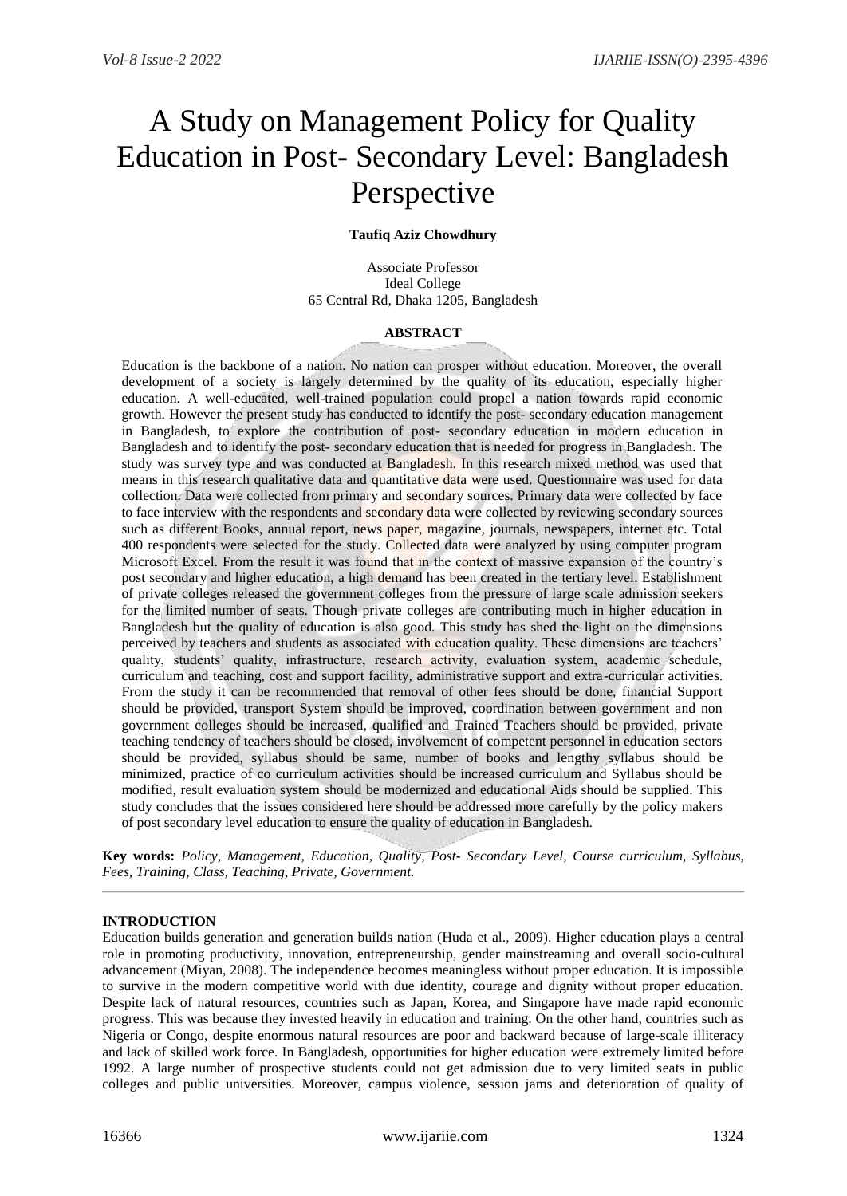# A Study on Management Policy for Quality Education in Post- Secondary Level: Bangladesh Perspective

**Taufiq Aziz Chowdhury**

Associate Professor
Ideal College
65 Central Rd, Dhaka 1205, Bangladesh

## ABSTRACT

Education is the backbone of a nation. No nation can prosper without education. Moreover, the overall development of a society is largely determined by the quality of its education, especially higher education. A well-educated, well-trained population could propel a nation towards rapid economic growth. However the present study has conducted to identify the post- secondary education management in Bangladesh, to explore the contribution of post- secondary education in modern education in Bangladesh and to identify the post- secondary education that is needed for progress in Bangladesh. The study was survey type and was conducted at Bangladesh. In this research mixed method was used that means in this research qualitative data and quantitative data were used. Questionnaire was used for data collection. Data were collected from primary and secondary sources. Primary data were collected by face to face interview with the respondents and secondary data were collected by reviewing secondary sources such as different Books, annual report, news paper, magazine, journals, newspapers, internet etc. Total 400 respondents were selected for the study. Collected data were analyzed by using computer program Microsoft Excel. From the result it was found that in the context of massive expansion of the country's post secondary and higher education, a high demand has been created in the tertiary level. Establishment of private colleges released the government colleges from the pressure of large scale admission seekers for the limited number of seats. Though private colleges are contributing much in higher education in Bangladesh but the quality of education is also good. This study has shed the light on the dimensions perceived by teachers and students as associated with education quality. These dimensions are teachers' quality, students' quality, infrastructure, research activity, evaluation system, academic schedule, curriculum and teaching, cost and support facility, administrative support and extra-curricular activities. From the study it can be recommended that removal of other fees should be done, financial Support should be provided, transport System should be improved, coordination between government and non government colleges should be increased, qualified and Trained Teachers should be provided, private teaching tendency of teachers should be closed, involvement of competent personnel in education sectors should be provided, syllabus should be same, number of books and lengthy syllabus should be minimized, practice of co curriculum activities should be increased curriculum and Syllabus should be modified, result evaluation system should be modernized and educational Aids should be supplied. This study concludes that the issues considered here should be addressed more carefully by the policy makers of post secondary level education to ensure the quality of education in Bangladesh.

**Key words:** *Policy, Management, Education, Quality, Post- Secondary Level, Course curriculum, Syllabus, Fees, Training, Class, Teaching, Private, Government.*

## INTRODUCTION

Education builds generation and generation builds nation (Huda et al., 2009). Higher education plays a central role in promoting productivity, innovation, entrepreneurship, gender mainstreaming and overall socio-cultural advancement (Miyan, 2008). The independence becomes meaningless without proper education. It is impossible to survive in the modern competitive world with due identity, courage and dignity without proper education. Despite lack of natural resources, countries such as Japan, Korea, and Singapore have made rapid economic progress. This was because they invested heavily in education and training. On the other hand, countries such as Nigeria or Congo, despite enormous natural resources are poor and backward because of large-scale illiteracy and lack of skilled work force. In Bangladesh, opportunities for higher education were extremely limited before 1992. A large number of prospective students could not get admission due to very limited seats in public colleges and public universities. Moreover, campus violence, session jams and deterioration of quality of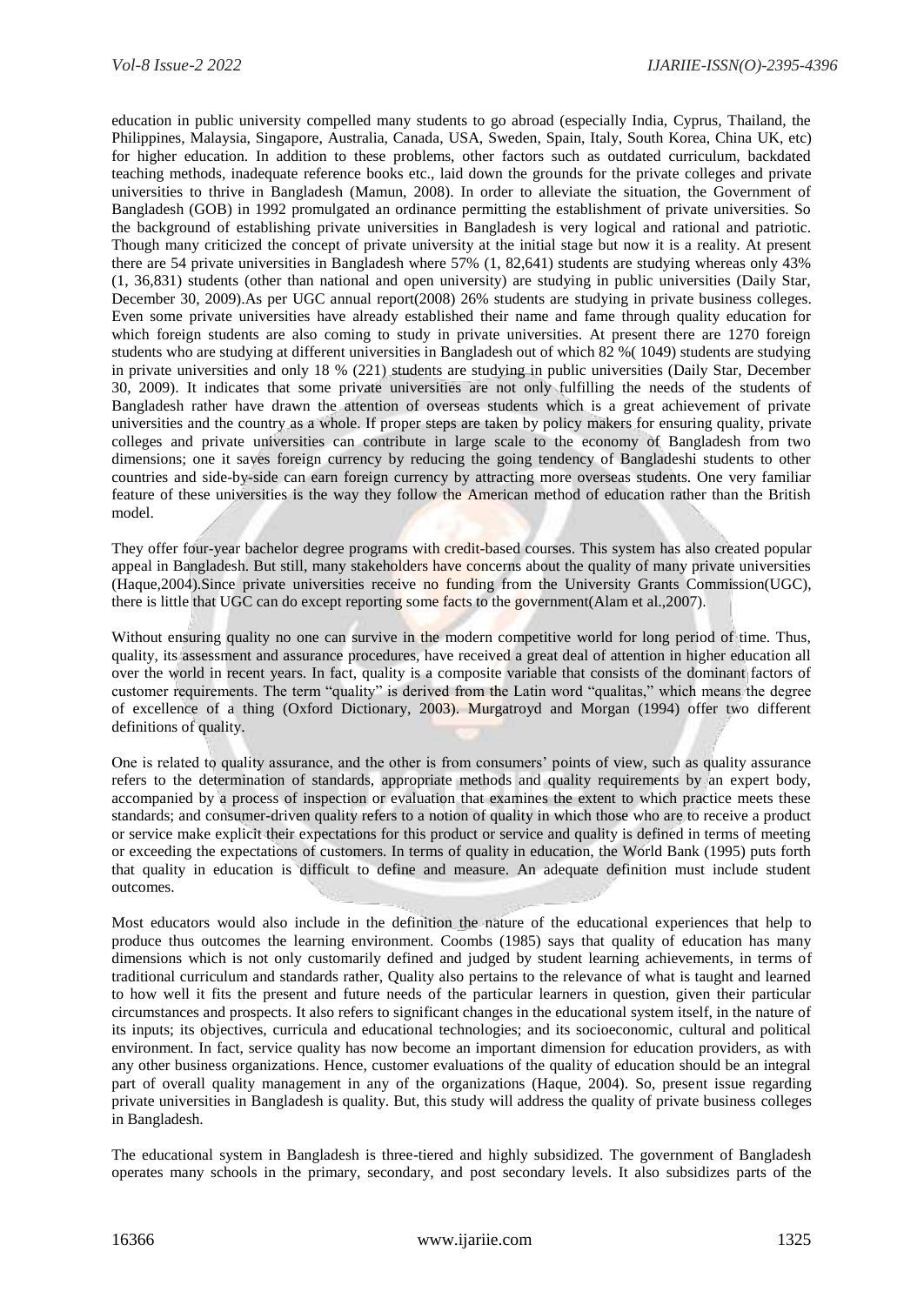education in public university compelled many students to go abroad (especially India, Cyprus, Thailand, the Philippines, Malaysia, Singapore, Australia, Canada, USA, Sweden, Spain, Italy, South Korea, China UK, etc) for higher education. In addition to these problems, other factors such as outdated curriculum, backdated teaching methods, inadequate reference books etc., laid down the grounds for the private colleges and private universities to thrive in Bangladesh (Mamun, 2008). In order to alleviate the situation, the Government of Bangladesh (GOB) in 1992 promulgated an ordinance permitting the establishment of private universities. So the background of establishing private universities in Bangladesh is very logical and rational and patriotic. Though many criticized the concept of private university at the initial stage but now it is a reality. At present there are 54 private universities in Bangladesh where 57% (1, 82,641) students are studying whereas only 43% (1, 36,831) students (other than national and open university) are studying in public universities (Daily Star, December 30, 2009).As per UGC annual report(2008) 26% students are studying in private business colleges. Even some private universities have already established their name and fame through quality education for which foreign students are also coming to study in private universities. At present there are 1270 foreign students who are studying at different universities in Bangladesh out of which 82 %( 1049) students are studying in private universities and only 18 % (221) students are studying in public universities (Daily Star, December 30, 2009). It indicates that some private universities are not only fulfilling the needs of the students of Bangladesh rather have drawn the attention of overseas students which is a great achievement of private universities and the country as a whole. If proper steps are taken by policy makers for ensuring quality, private colleges and private universities can contribute in large scale to the economy of Bangladesh from two dimensions; one it saves foreign currency by reducing the going tendency of Bangladeshi students to other countries and side-by-side can earn foreign currency by attracting more overseas students. One very familiar feature of these universities is the way they follow the American method of education rather than the British model.

They offer four-year bachelor degree programs with credit-based courses. This system has also created popular appeal in Bangladesh. But still, many stakeholders have concerns about the quality of many private universities (Haque,2004).Since private universities receive no funding from the University Grants Commission(UGC), there is little that UGC can do except reporting some facts to the government(Alam et al.,2007).

Without ensuring quality no one can survive in the modern competitive world for long period of time. Thus, quality, its assessment and assurance procedures, have received a great deal of attention in higher education all over the world in recent years. In fact, quality is a composite variable that consists of the dominant factors of customer requirements. The term "quality" is derived from the Latin word "qualitas," which means the degree of excellence of a thing (Oxford Dictionary, 2003). Murgatroyd and Morgan (1994) offer two different definitions of quality.

One is related to quality assurance, and the other is from consumers' points of view, such as quality assurance refers to the determination of standards, appropriate methods and quality requirements by an expert body, accompanied by a process of inspection or evaluation that examines the extent to which practice meets these standards; and consumer-driven quality refers to a notion of quality in which those who are to receive a product or service make explicit their expectations for this product or service and quality is defined in terms of meeting or exceeding the expectations of customers. In terms of quality in education, the World Bank (1995) puts forth that quality in education is difficult to define and measure. An adequate definition must include student outcomes.

Most educators would also include in the definition the nature of the educational experiences that help to produce thus outcomes the learning environment. Coombs (1985) says that quality of education has many dimensions which is not only customarily defined and judged by student learning achievements, in terms of traditional curriculum and standards rather, Quality also pertains to the relevance of what is taught and learned to how well it fits the present and future needs of the particular learners in question, given their particular circumstances and prospects. It also refers to significant changes in the educational system itself, in the nature of its inputs; its objectives, curricula and educational technologies; and its socioeconomic, cultural and political environment. In fact, service quality has now become an important dimension for education providers, as with any other business organizations. Hence, customer evaluations of the quality of education should be an integral part of overall quality management in any of the organizations (Haque, 2004). So, present issue regarding private universities in Bangladesh is quality. But, this study will address the quality of private business colleges in Bangladesh.

The educational system in Bangladesh is three-tiered and highly subsidized. The government of Bangladesh operates many schools in the primary, secondary, and post secondary levels. It also subsidizes parts of the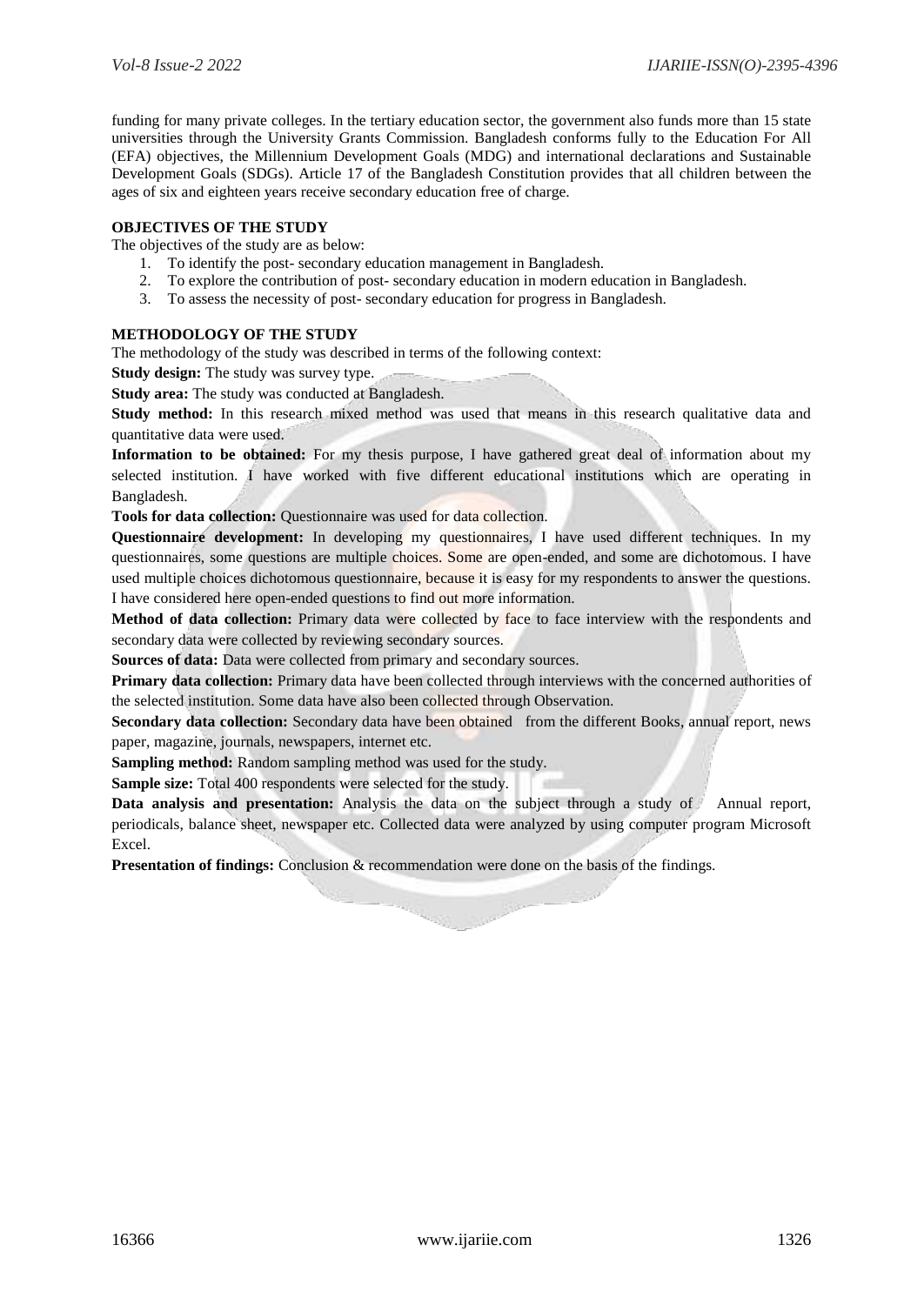funding for many private colleges. In the tertiary education sector, the government also funds more than 15 state universities through the University Grants Commission. Bangladesh conforms fully to the Education For All (EFA) objectives, the Millennium Development Goals (MDG) and international declarations and Sustainable Development Goals (SDGs). Article 17 of the Bangladesh Constitution provides that all children between the ages of six and eighteen years receive secondary education free of charge.

**OBJECTIVES OF THE STUDY**

The objectives of the study are as below:

1. To identify the post- secondary education management in Bangladesh.
2. To explore the contribution of post- secondary education in modern education in Bangladesh.
3. To assess the necessity of post- secondary education for progress in Bangladesh.

**METHODOLOGY OF THE STUDY**

The methodology of the study was described in terms of the following context:

**Study design:** The study was survey type.

**Study area:** The study was conducted at Bangladesh.

**Study method:** In this research mixed method was used that means in this research qualitative data and quantitative data were used.

**Information to be obtained:** For my thesis purpose, I have gathered great deal of information about my selected institution. I have worked with five different educational institutions which are operating in Bangladesh.

**Tools for data collection:** Questionnaire was used for data collection.

**Questionnaire development:** In developing my questionnaires, I have used different techniques. In my questionnaires, some questions are multiple choices. Some are open-ended, and some are dichotomous. I have used multiple choices dichotomous questionnaire, because it is easy for my respondents to answer the questions. I have considered here open-ended questions to find out more information.

**Method of data collection:** Primary data were collected by face to face interview with the respondents and secondary data were collected by reviewing secondary sources.

**Sources of data:** Data were collected from primary and secondary sources.

**Primary data collection:** Primary data have been collected through interviews with the concerned authorities of the selected institution. Some data have also been collected through Observation.

**Secondary data collection:** Secondary data have been obtained from the different Books, annual report, news paper, magazine, journals, newspapers, internet etc.

**Sampling method:** Random sampling method was used for the study.

**Sample size:** Total 400 respondents were selected for the study.

**Data analysis and presentation:** Analysis the data on the subject through a study of Annual report, periodicals, balance sheet, newspaper etc. Collected data were analyzed by using computer program Microsoft Excel.

**Presentation of findings:** Conclusion & recommendation were done on the basis of the findings.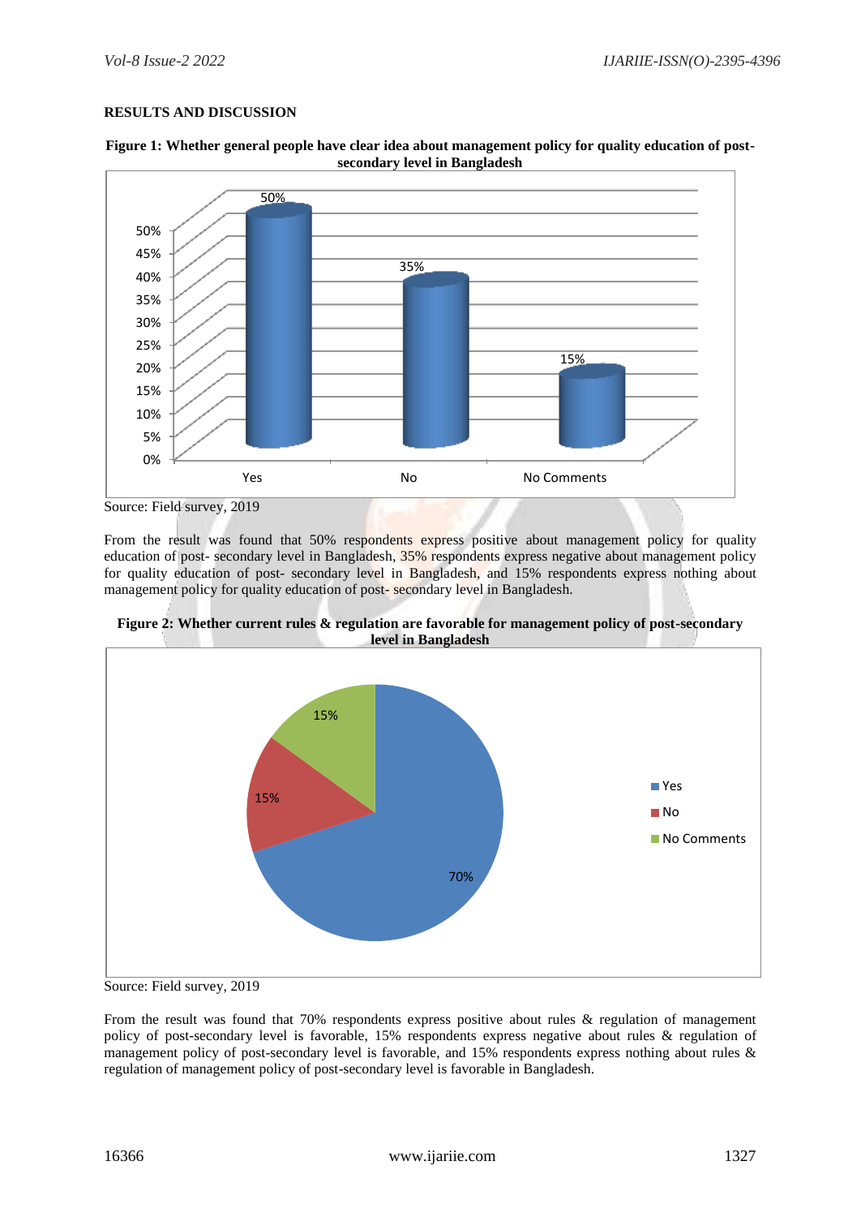**RESULTS AND DISCUSSION**

**Figure 1: Whether general people have clear idea about management policy for quality education of post-secondary level in Bangladesh**

| | Yes | No | No Comments |
|---|---|---|---|
| Percentage | 50% | 35% | 15% |

Source: Field survey, 2019

From the result was found that 50% respondents express positive about management policy for quality education of post- secondary level in Bangladesh, 35% respondents express negative about management policy for quality education of post- secondary level in Bangladesh, and 15% respondents express nothing about management policy for quality education of post- secondary level in Bangladesh.

**Figure 2: Whether current rules & regulation are favorable for management policy of post-secondary level in Bangladesh**

| | Yes | No | No Comments |
|---|---|---|---|
| Percentage | 70% | 15% | 15% |

Source: Field survey, 2019

From the result was found that 70% respondents express positive about rules & regulation of management policy of post-secondary level is favorable, 15% respondents express negative about rules & regulation of management policy of post-secondary level is favorable, and 15% respondents express nothing about rules & regulation of management policy of post-secondary level is favorable in Bangladesh.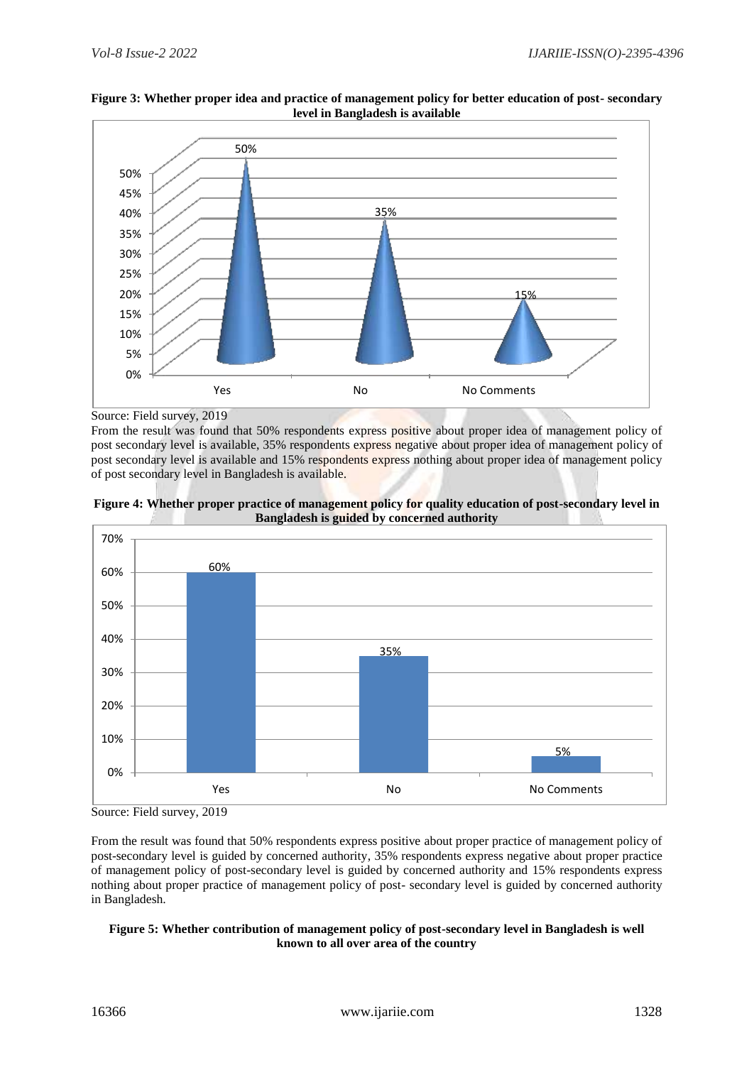**Figure 3: Whether proper idea and practice of management policy for better education of post- secondary level in Bangladesh is available**

| Response | Percentage |
| --- | --- |
| Yes | 50% |
| No | 35% |
| No Comments | 15% |

Source: Field survey, 2019

From the result was found that 50% respondents express positive about proper idea of management policy of post secondary level is available, 35% respondents express negative about proper idea of management policy of post secondary level is available and 15% respondents express nothing about proper idea of management policy of post secondary level in Bangladesh is available.

**Figure 4: Whether proper practice of management policy for quality education of post-secondary level in Bangladesh is guided by concerned authority**

| Response | Percentage |
| --- | --- |
| Yes | 60% |
| No | 35% |
| No Comments | 5% |

Source: Field survey, 2019

From the result was found that 50% respondents express positive about proper practice of management policy of post-secondary level is guided by concerned authority, 35% respondents express negative about proper practice of management policy of post-secondary level is guided by concerned authority and 15% respondents express nothing about proper practice of management policy of post- secondary level is guided by concerned authority in Bangladesh.

**Figure 5: Whether contribution of management policy of post-secondary level in Bangladesh is well known to all over area of the country**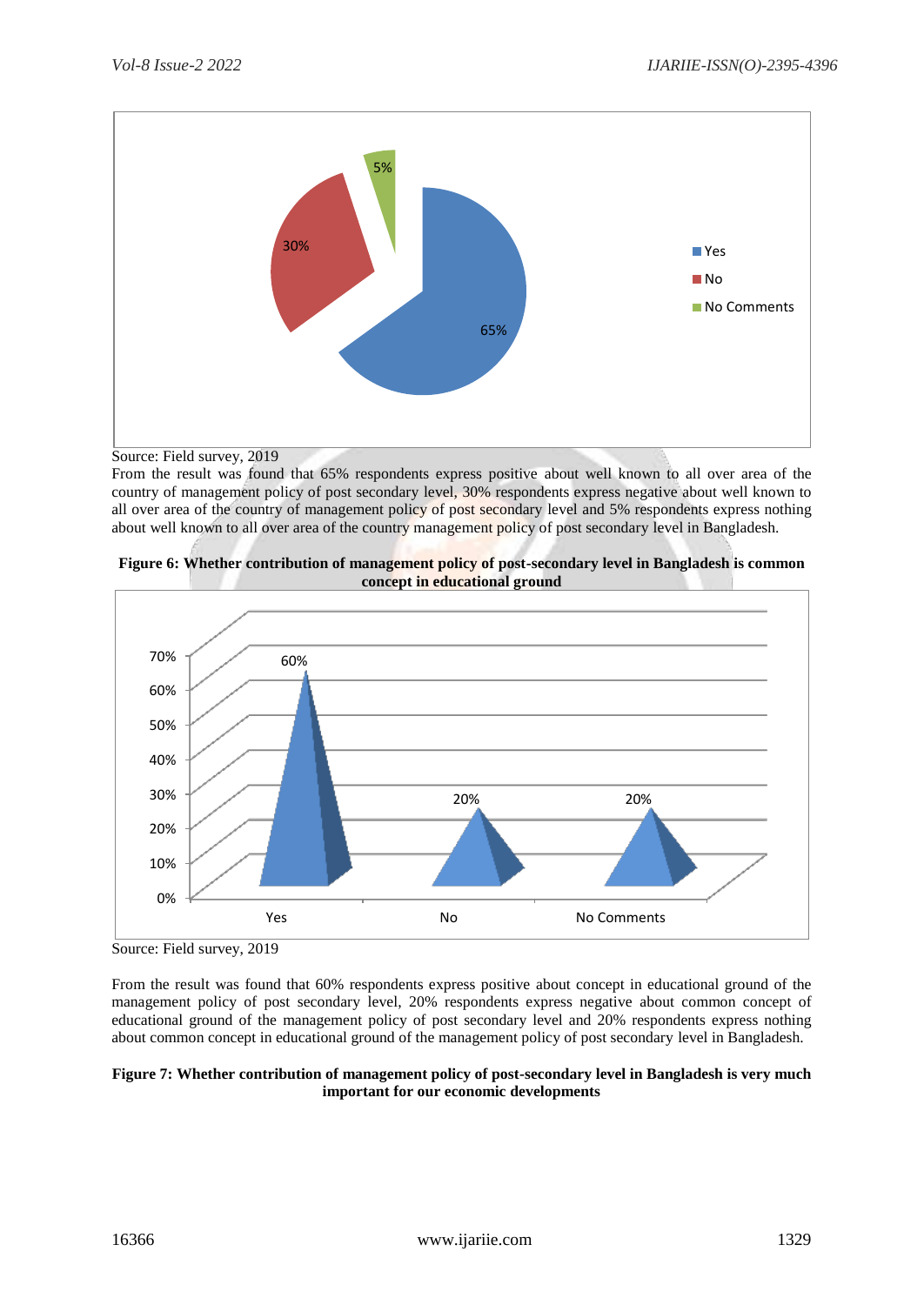Source: Field survey, 2019

From the result was found that 65% respondents express positive about well known to all over area of the country of management policy of post secondary level, 30% respondents express negative about well known to all over area of the country of management policy of post secondary level and 5% respondents express nothing about well known to all over area of the country management policy of post secondary level in Bangladesh.

**Figure 6: Whether contribution of management policy of post-secondary level in Bangladesh is common concept in educational ground**

Source: Field survey, 2019

From the result was found that 60% respondents express positive about concept in educational ground of the management policy of post secondary level, 20% respondents express negative about common concept of educational ground of the management policy of post secondary level and 20% respondents express nothing about common concept in educational ground of the management policy of post secondary level in Bangladesh.

**Figure 7: Whether contribution of management policy of post-secondary level in Bangladesh is very much important for our economic developments**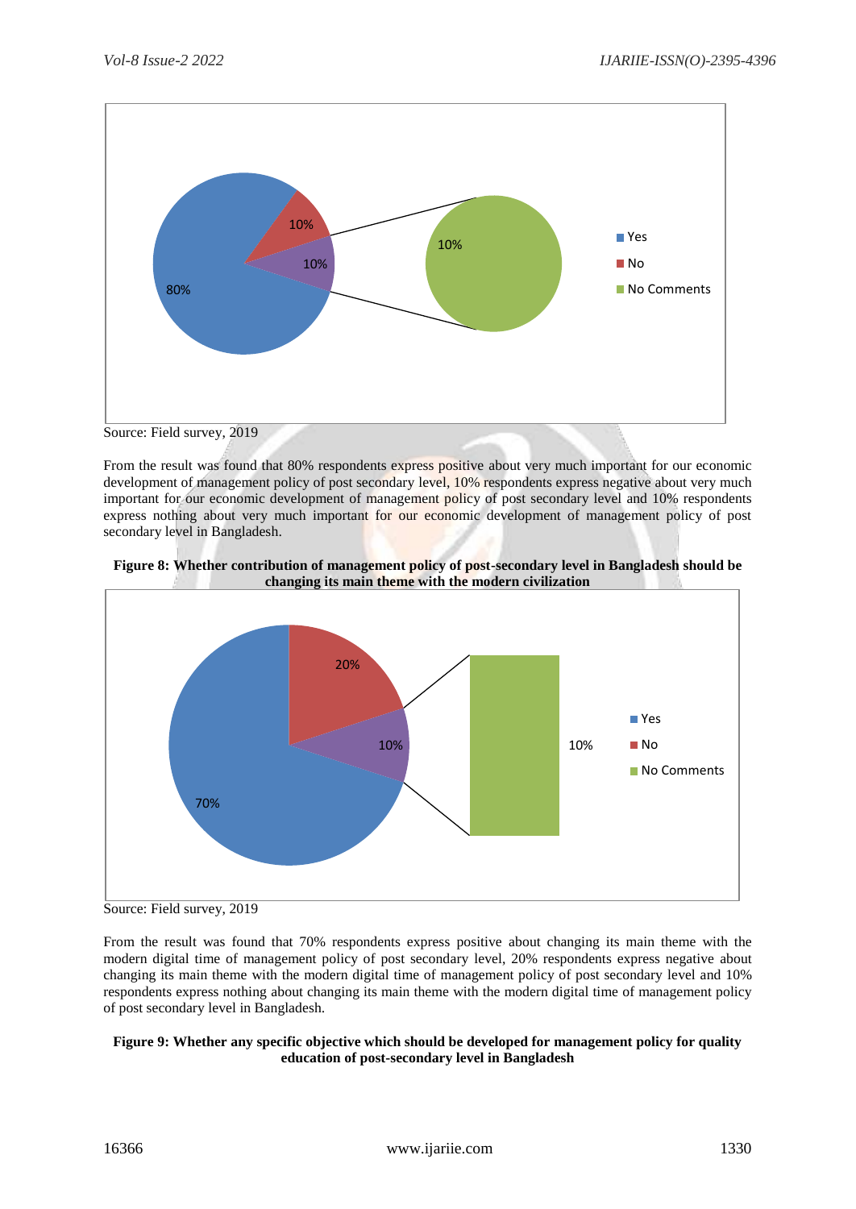Source: Field survey, 2019

From the result was found that 80% respondents express positive about very much important for our economic development of management policy of post secondary level, 10% respondents express negative about very much important for our economic development of management policy of post secondary level and 10% respondents express nothing about very much important for our economic development of management policy of post secondary level in Bangladesh.

**Figure 8: Whether contribution of management policy of post-secondary level in Bangladesh should be changing its main theme with the modern civilization**

Source: Field survey, 2019

From the result was found that 70% respondents express positive about changing its main theme with the modern digital time of management policy of post secondary level, 20% respondents express negative about changing its main theme with the modern digital time of management policy of post secondary level and 10% respondents express nothing about changing its main theme with the modern digital time of management policy of post secondary level in Bangladesh.

**Figure 9: Whether any specific objective which should be developed for management policy for quality education of post-secondary level in Bangladesh**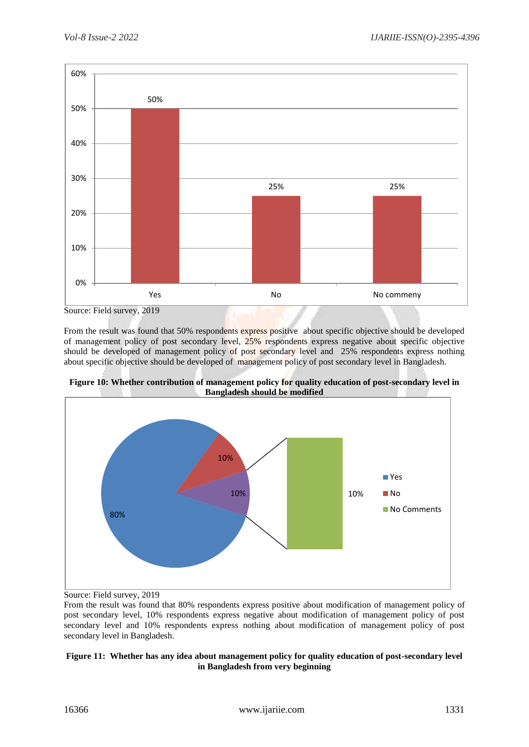Source: Field survey, 2019

From the result was found that 50% respondents express positive about specific objective should be developed of management policy of post secondary level, 25% respondents express negative about specific objective should be developed of management policy of post secondary level and 25% respondents express nothing about specific objective should be developed of management policy of post secondary level in Bangladesh.

**Figure 10: Whether contribution of management policy for quality education of post-secondary level in Bangladesh should be modified**

Source: Field survey, 2019

From the result was found that 80% respondents express positive about modification of management policy of post secondary level, 10% respondents express negative about modification of management policy of post secondary level and 10% respondents express nothing about modification of management policy of post secondary level in Bangladesh.

**Figure 11: Whether has any idea about management policy for quality education of post-secondary level in Bangladesh from very beginning**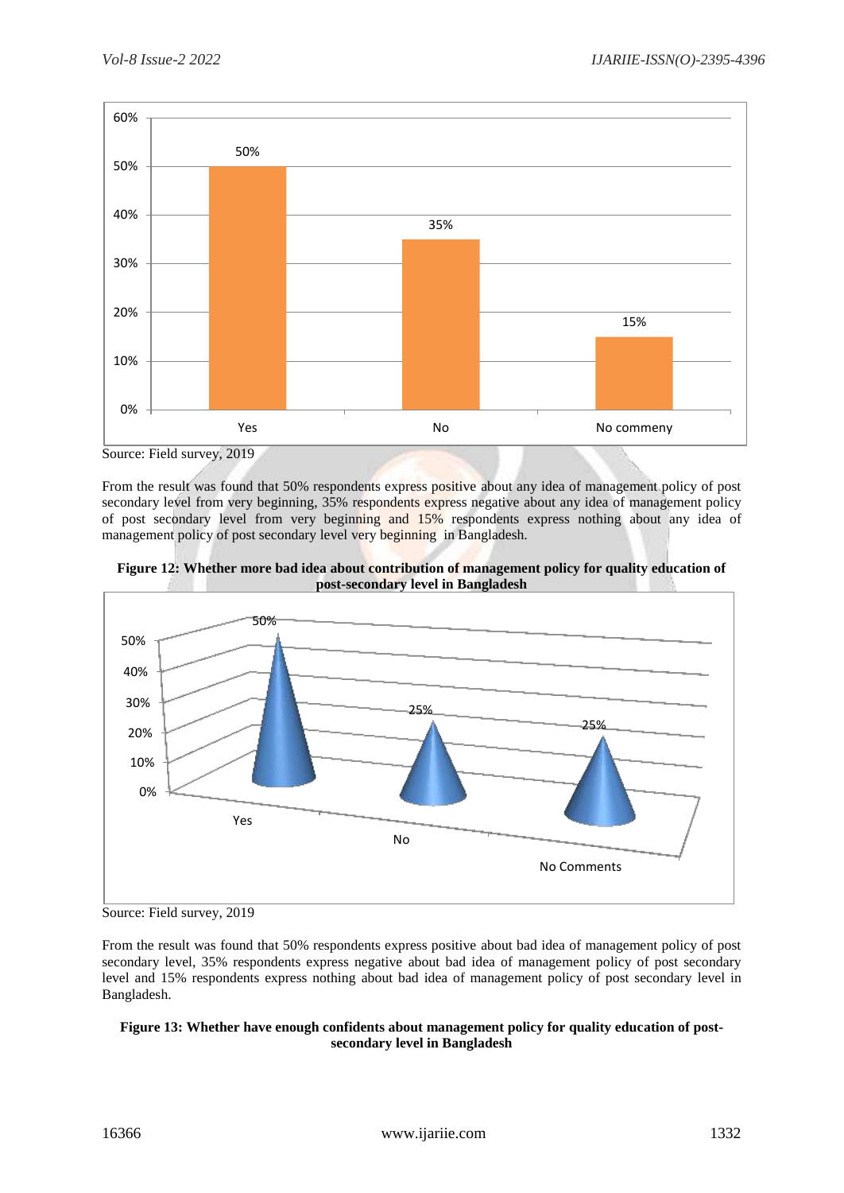Source: Field survey, 2019

From the result was found that 50% respondents express positive about any idea of management policy of post secondary level from very beginning, 35% respondents express negative about any idea of management policy of post secondary level from very beginning and 15% respondents express nothing about any idea of management policy of post secondary level very beginning in Bangladesh.

**Figure 12: Whether more bad idea about contribution of management policy for quality education of post-secondary level in Bangladesh**

Source: Field survey, 2019

From the result was found that 50% respondents express positive about bad idea of management policy of post secondary level, 35% respondents express negative about bad idea of management policy of post secondary level and 15% respondents express nothing about bad idea of management policy of post secondary level in Bangladesh.

**Figure 13: Whether have enough confidents about management policy for quality education of post-secondary level in Bangladesh**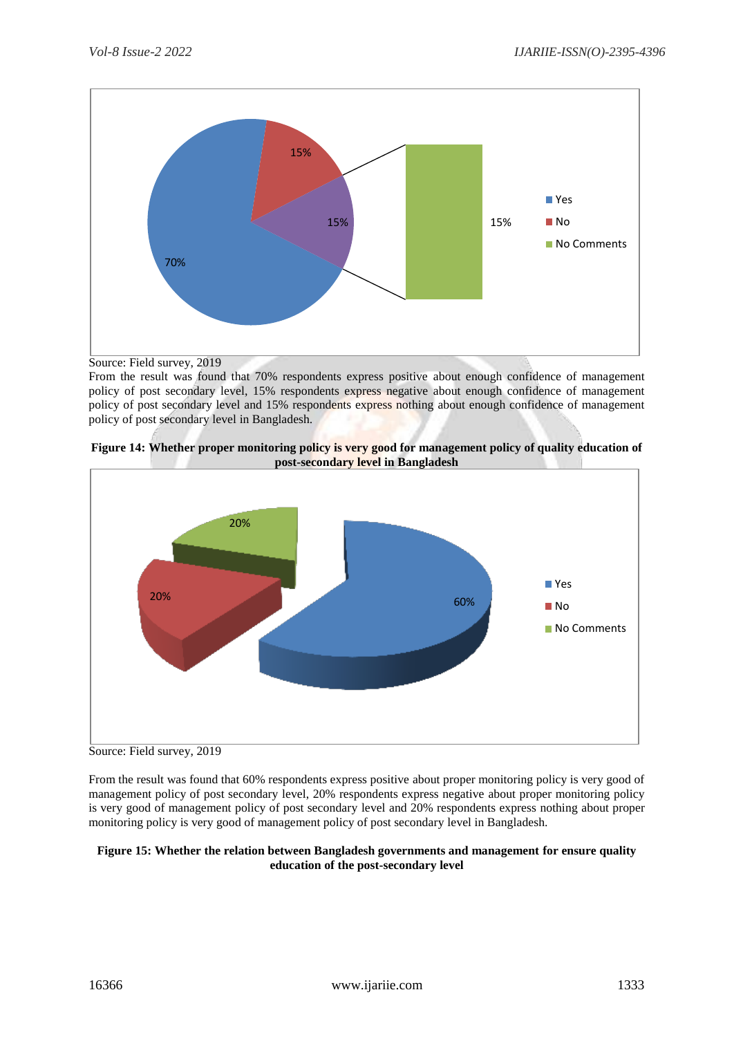Source: Field survey, 2019

From the result was found that 70% respondents express positive about enough confidence of management policy of post secondary level, 15% respondents express negative about enough confidence of management policy of post secondary level and 15% respondents express nothing about enough confidence of management policy of post secondary level in Bangladesh.

**Figure 14: Whether proper monitoring policy is very good for management policy of quality education of post-secondary level in Bangladesh**

Source: Field survey, 2019

From the result was found that 60% respondents express positive about proper monitoring policy is very good of management policy of post secondary level, 20% respondents express negative about proper monitoring policy is very good of management policy of post secondary level and 20% respondents express nothing about proper monitoring policy is very good of management policy of post secondary level in Bangladesh.

**Figure 15: Whether the relation between Bangladesh governments and management for ensure quality education of the post-secondary level**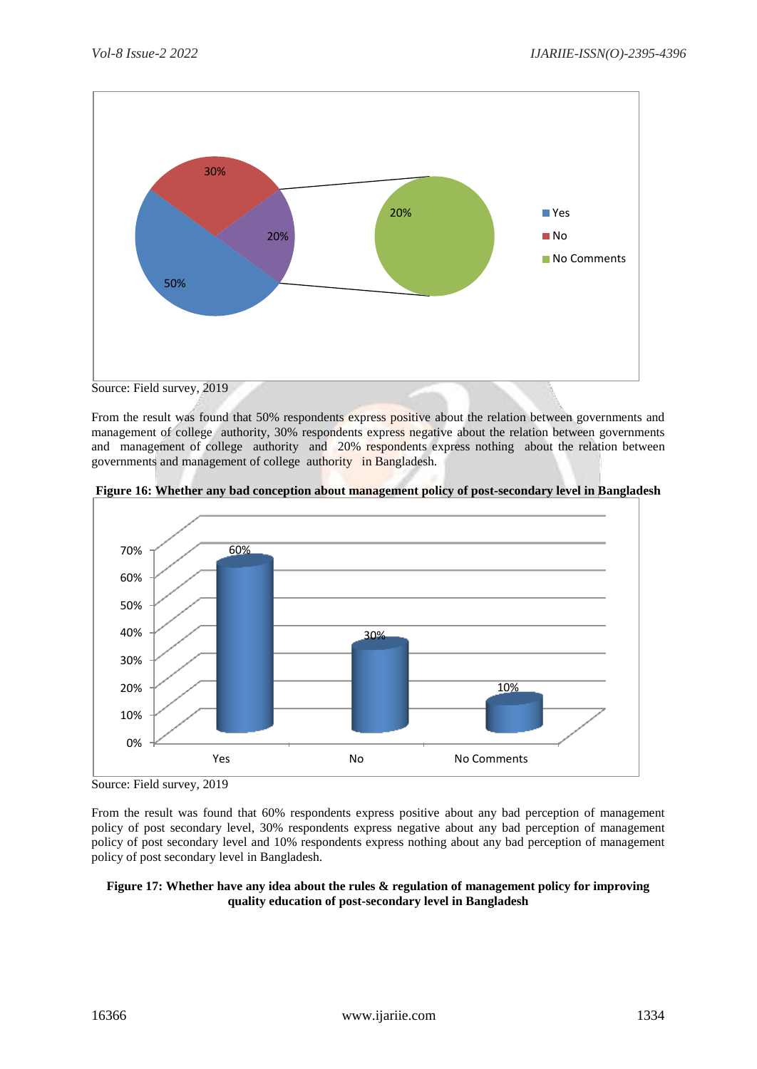Source: Field survey, 2019

From the result was found that 50% respondents express positive about the relation between governments and management of college authority, 30% respondents express negative about the relation between governments and management of college authority and 20% respondents express nothing about the relation between governments and management of college authority in Bangladesh.

**Figure 16: Whether any bad conception about management policy of post-secondary level in Bangladesh**

Source: Field survey, 2019

From the result was found that 60% respondents express positive about any bad perception of management policy of post secondary level, 30% respondents express negative about any bad perception of management policy of post secondary level and 10% respondents express nothing about any bad perception of management policy of post secondary level in Bangladesh.

**Figure 17: Whether have any idea about the rules & regulation of management policy for improving quality education of post-secondary level in Bangladesh**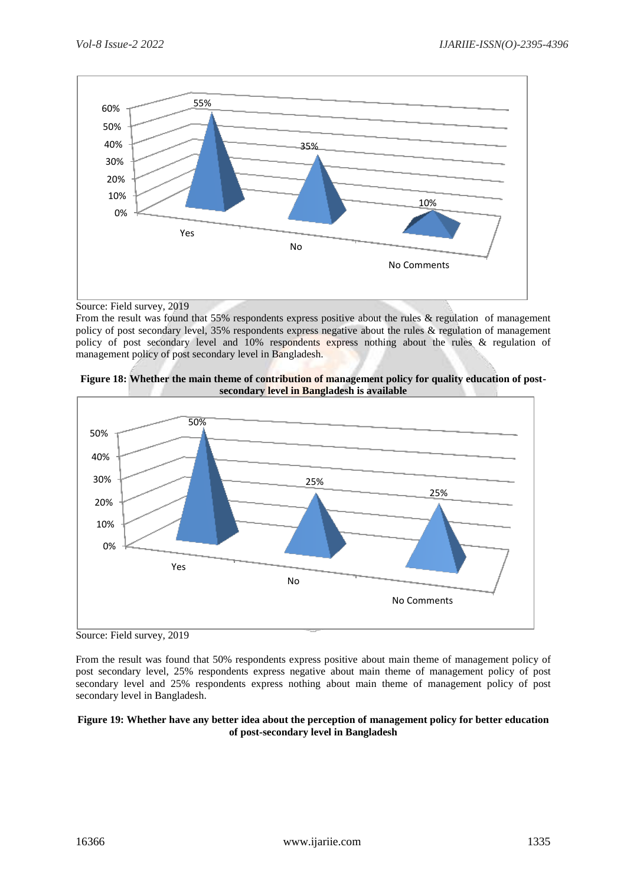Source: Field survey, 2019

From the result was found that 55% respondents express positive about the rules & regulation of management policy of post secondary level, 35% respondents express negative about the rules & regulation of management policy of post secondary level and 10% respondents express nothing about the rules & regulation of management policy of post secondary level in Bangladesh.

**Figure 18: Whether the main theme of contribution of management policy for quality education of post-secondary level in Bangladesh is available**

Source: Field survey, 2019

From the result was found that 50% respondents express positive about main theme of management policy of post secondary level, 25% respondents express negative about main theme of management policy of post secondary level and 25% respondents express nothing about main theme of management policy of post secondary level in Bangladesh.

**Figure 19: Whether have any better idea about the perception of management policy for better education of post-secondary level in Bangladesh**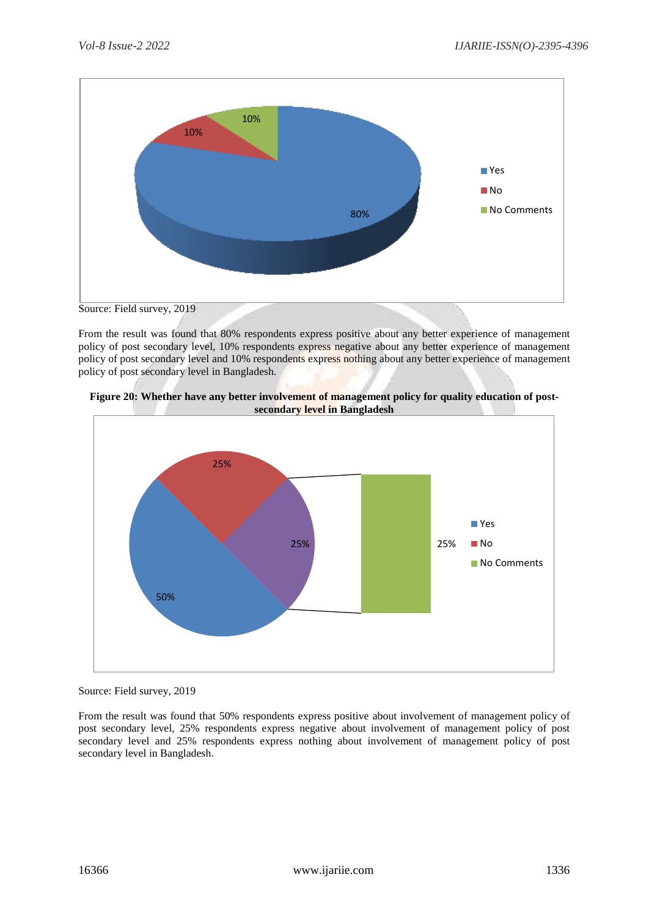Source: Field survey, 2019

From the result was found that 80% respondents express positive about any better experience of management policy of post secondary level, 10% respondents express negative about any better experience of management policy of post secondary level and 10% respondents express nothing about any better experience of management policy of post secondary level in Bangladesh.

**Figure 20: Whether have any better involvement of management policy for quality education of post-secondary level in Bangladesh**

Source: Field survey, 2019

From the result was found that 50% respondents express positive about involvement of management policy of post secondary level, 25% respondents express negative about involvement of management policy of post secondary level and 25% respondents express nothing about involvement of management policy of post secondary level in Bangladesh.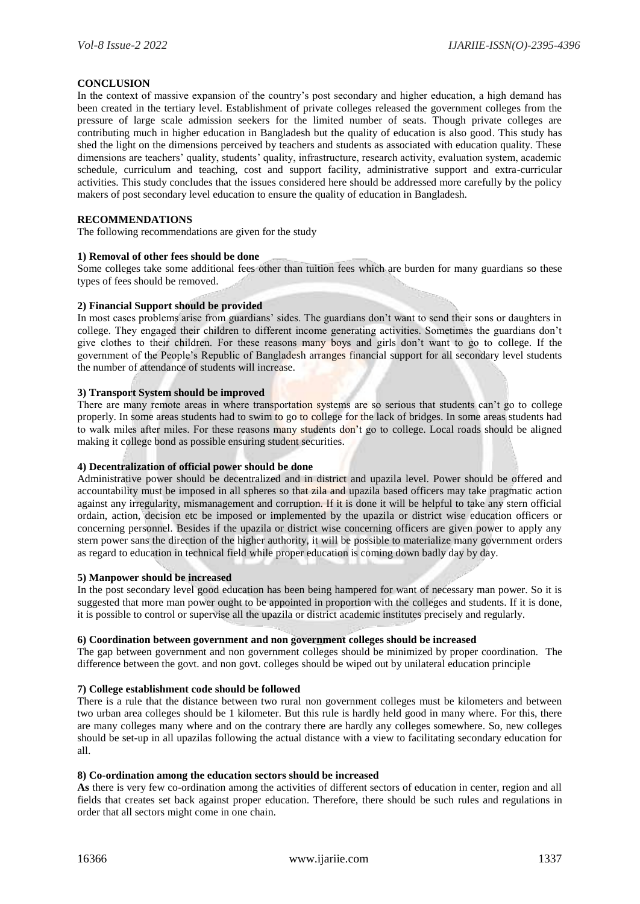## CONCLUSION

In the context of massive expansion of the country's post secondary and higher education, a high demand has been created in the tertiary level. Establishment of private colleges released the government colleges from the pressure of large scale admission seekers for the limited number of seats. Though private colleges are contributing much in higher education in Bangladesh but the quality of education is also good. This study has shed the light on the dimensions perceived by teachers and students as associated with education quality. These dimensions are teachers' quality, students' quality, infrastructure, research activity, evaluation system, academic schedule, curriculum and teaching, cost and support facility, administrative support and extra-curricular activities. This study concludes that the issues considered here should be addressed more carefully by the policy makers of post secondary level education to ensure the quality of education in Bangladesh.

## RECOMMENDATIONS

The following recommendations are given for the study

### 1) Removal of other fees should be done

Some colleges take some additional fees other than tuition fees which are burden for many guardians so these types of fees should be removed.

### 2) Financial Support should be provided

In most cases problems arise from guardians' sides. The guardians don't want to send their sons or daughters in college. They engaged their children to different income generating activities. Sometimes the guardians don't give clothes to their children. For these reasons many boys and girls don't want to go to college. If the government of the People's Republic of Bangladesh arranges financial support for all secondary level students the number of attendance of students will increase.

### 3) Transport System should be improved

There are many remote areas in where transportation systems are so serious that students can't go to college properly. In some areas students had to swim to go to college for the lack of bridges. In some areas students had to walk miles after miles. For these reasons many students don't go to college. Local roads should be aligned making it college bond as possible ensuring student securities.

### 4) Decentralization of official power should be done

Administrative power should be decentralized and in district and upazila level. Power should be offered and accountability must be imposed in all spheres so that zila and upazila based officers may take pragmatic action against any irregularity, mismanagement and corruption. If it is done it will be helpful to take any stern official ordain, action, decision etc be imposed or implemented by the upazila or district wise education officers or concerning personnel. Besides if the upazila or district wise concerning officers are given power to apply any stern power sans the direction of the higher authority, it will be possible to materialize many government orders as regard to education in technical field while proper education is coming down badly day by day.

### 5) Manpower should be increased

In the post secondary level good education has been being hampered for want of necessary man power. So it is suggested that more man power ought to be appointed in proportion with the colleges and students. If it is done, it is possible to control or supervise all the upazila or district academic institutes precisely and regularly.

### 6) Coordination between government and non government colleges should be increased

The gap between government and non government colleges should be minimized by proper coordination. The difference between the govt. and non govt. colleges should be wiped out by unilateral education principle

### 7) College establishment code should be followed

There is a rule that the distance between two rural non government colleges must be kilometers and between two urban area colleges should be 1 kilometer. But this rule is hardly held good in many where. For this, there are many colleges many where and on the contrary there are hardly any colleges somewhere. So, new colleges should be set-up in all upazilas following the actual distance with a view to facilitating secondary education for all.

### 8) Co-ordination among the education sectors should be increased

**As** there is very few co-ordination among the activities of different sectors of education in center, region and all fields that creates set back against proper education. Therefore, there should be such rules and regulations in order that all sectors might come in one chain.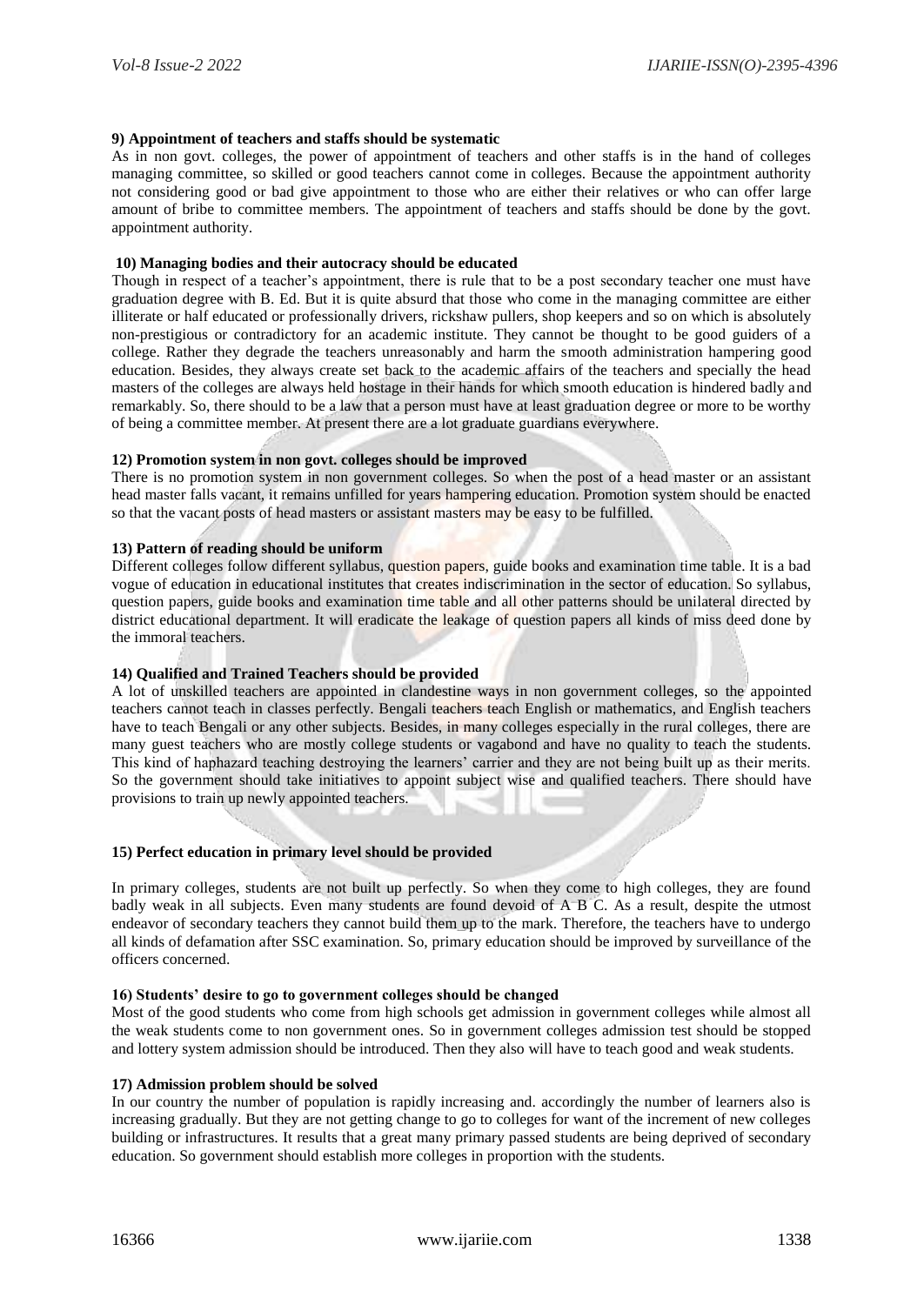**9) Appointment of teachers and staffs should be systematic**

As in non govt. colleges, the power of appointment of teachers and other staffs is in the hand of colleges managing committee, so skilled or good teachers cannot come in colleges. Because the appointment authority not considering good or bad give appointment to those who are either their relatives or who can offer large amount of bribe to committee members. The appointment of teachers and staffs should be done by the govt. appointment authority.

**10) Managing bodies and their autocracy should be educated**

Though in respect of a teacher's appointment, there is rule that to be a post secondary teacher one must have graduation degree with B. Ed. But it is quite absurd that those who come in the managing committee are either illiterate or half educated or professionally drivers, rickshaw pullers, shop keepers and so on which is absolutely non-prestigious or contradictory for an academic institute. They cannot be thought to be good guiders of a college. Rather they degrade the teachers unreasonably and harm the smooth administration hampering good education. Besides, they always create set back to the academic affairs of the teachers and specially the head masters of the colleges are always held hostage in their hands for which smooth education is hindered badly and remarkably. So, there should to be a law that a person must have at least graduation degree or more to be worthy of being a committee member. At present there are a lot graduate guardians everywhere.

**12) Promotion system in non govt. colleges should be improved**

There is no promotion system in non government colleges. So when the post of a head master or an assistant head master falls vacant, it remains unfilled for years hampering education. Promotion system should be enacted so that the vacant posts of head masters or assistant masters may be easy to be fulfilled.

**13) Pattern of reading should be uniform**

Different colleges follow different syllabus, question papers, guide books and examination time table. It is a bad vogue of education in educational institutes that creates indiscrimination in the sector of education. So syllabus, question papers, guide books and examination time table and all other patterns should be unilateral directed by district educational department. It will eradicate the leakage of question papers all kinds of miss deed done by the immoral teachers.

**14) Qualified and Trained Teachers should be provided**

A lot of unskilled teachers are appointed in clandestine ways in non government colleges, so the appointed teachers cannot teach in classes perfectly. Bengali teachers teach English or mathematics, and English teachers have to teach Bengali or any other subjects. Besides, in many colleges especially in the rural colleges, there are many guest teachers who are mostly college students or vagabond and have no quality to teach the students. This kind of haphazard teaching destroying the learners' carrier and they are not being built up as their merits. So the government should take initiatives to appoint subject wise and qualified teachers. There should have provisions to train up newly appointed teachers.

**15) Perfect education in primary level should be provided**

In primary colleges, students are not built up perfectly. So when they come to high colleges, they are found badly weak in all subjects. Even many students are found devoid of A B C. As a result, despite the utmost endeavor of secondary teachers they cannot build them up to the mark. Therefore, the teachers have to undergo all kinds of defamation after SSC examination. So, primary education should be improved by surveillance of the officers concerned.

**16) Students' desire to go to government colleges should be changed**

Most of the good students who come from high schools get admission in government colleges while almost all the weak students come to non government ones. So in government colleges admission test should be stopped and lottery system admission should be introduced. Then they also will have to teach good and weak students.

**17) Admission problem should be solved**

In our country the number of population is rapidly increasing and. accordingly the number of learners also is increasing gradually. But they are not getting change to go to colleges for want of the increment of new colleges building or infrastructures. It results that a great many primary passed students are being deprived of secondary education. So government should establish more colleges in proportion with the students.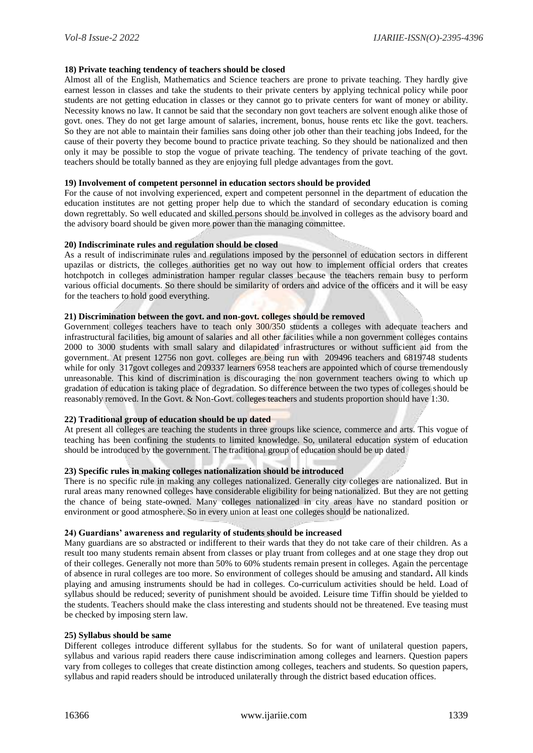**18) Private teaching tendency of teachers should be closed**

Almost all of the English, Mathematics and Science teachers are prone to private teaching. They hardly give earnest lesson in classes and take the students to their private centers by applying technical policy while poor students are not getting education in classes or they cannot go to private centers for want of money or ability. Necessity knows no law. It cannot be said that the secondary non govt teachers are solvent enough alike those of govt. ones. They do not get large amount of salaries, increment, bonus, house rents etc like the govt. teachers. So they are not able to maintain their families sans doing other job other than their teaching jobs Indeed, for the cause of their poverty they become bound to practice private teaching. So they should be nationalized and then only it may be possible to stop the vogue of private teaching. The tendency of private teaching of the govt. teachers should be totally banned as they are enjoying full pledge advantages from the govt.

**19) Involvement of competent personnel in education sectors should be provided**

For the cause of not involving experienced, expert and competent personnel in the department of education the education institutes are not getting proper help due to which the standard of secondary education is coming down regrettably. So well educated and skilled persons should be involved in colleges as the advisory board and the advisory board should be given more power than the managing committee.

**20) Indiscriminate rules and regulation should be closed**

As a result of indiscriminate rules and regulations imposed by the personnel of education sectors in different upazilas or districts, the colleges authorities get no way out how to implement official orders that creates hotchpotch in colleges administration hamper regular classes because the teachers remain busy to perform various official documents. So there should be similarity of orders and advice of the officers and it will be easy for the teachers to hold good everything.

**21) Discrimination between the govt. and non-govt. colleges should be removed**

Government colleges teachers have to teach only 300/350 students a colleges with adequate teachers and infrastructural facilities, big amount of salaries and all other facilities while a non government colleges contains 2000 to 3000 students with small salary and dilapidated infrastructures or without sufficient aid from the government. At present 12756 non govt. colleges are being run with 209496 teachers and 6819748 students while for only 317govt colleges and 209337 learners 6958 teachers are appointed which of course tremendously unreasonable. This kind of discrimination is discouraging the non government teachers owing to which up gradation of education is taking place of degradation. So difference between the two types of colleges should be reasonably removed. In the Govt. & Non-Govt. colleges teachers and students proportion should have 1:30.

**22) Traditional group of education should be up dated**

At present all colleges are teaching the students in three groups like science, commerce and arts. This vogue of teaching has been confining the students to limited knowledge. So, unilateral education system of education should be introduced by the government. The traditional group of education should be up dated

**23) Specific rules in making colleges nationalization should be introduced**

There is no specific rule in making any colleges nationalized. Generally city colleges are nationalized. But in rural areas many renowned colleges have considerable eligibility for being nationalized. But they are not getting the chance of being state-owned. Many colleges nationalized in city areas have no standard position or environment or good atmosphere. So in every union at least one colleges should be nationalized.

**24) Guardians' awareness and regularity of students should be increased**

Many guardians are so abstracted or indifferent to their wards that they do not take care of their children. As a result too many students remain absent from classes or play truant from colleges and at one stage they drop out of their colleges. Generally not more than 50% to 60% students remain present in colleges. Again the percentage of absence in rural colleges are too more. So environment of colleges should be amusing and standard**.** All kinds playing and amusing instruments should be had in colleges. Co-curriculum activities should be held. Load of syllabus should be reduced; severity of punishment should be avoided. Leisure time Tiffin should be yielded to the students. Teachers should make the class interesting and students should not be threatened. Eve teasing must be checked by imposing stern law.

**25) Syllabus should be same**

Different colleges introduce different syllabus for the students. So for want of unilateral question papers, syllabus and various rapid readers there cause indiscrimination among colleges and learners. Question papers vary from colleges to colleges that create distinction among colleges, teachers and students. So question papers, syllabus and rapid readers should be introduced unilaterally through the district based education offices.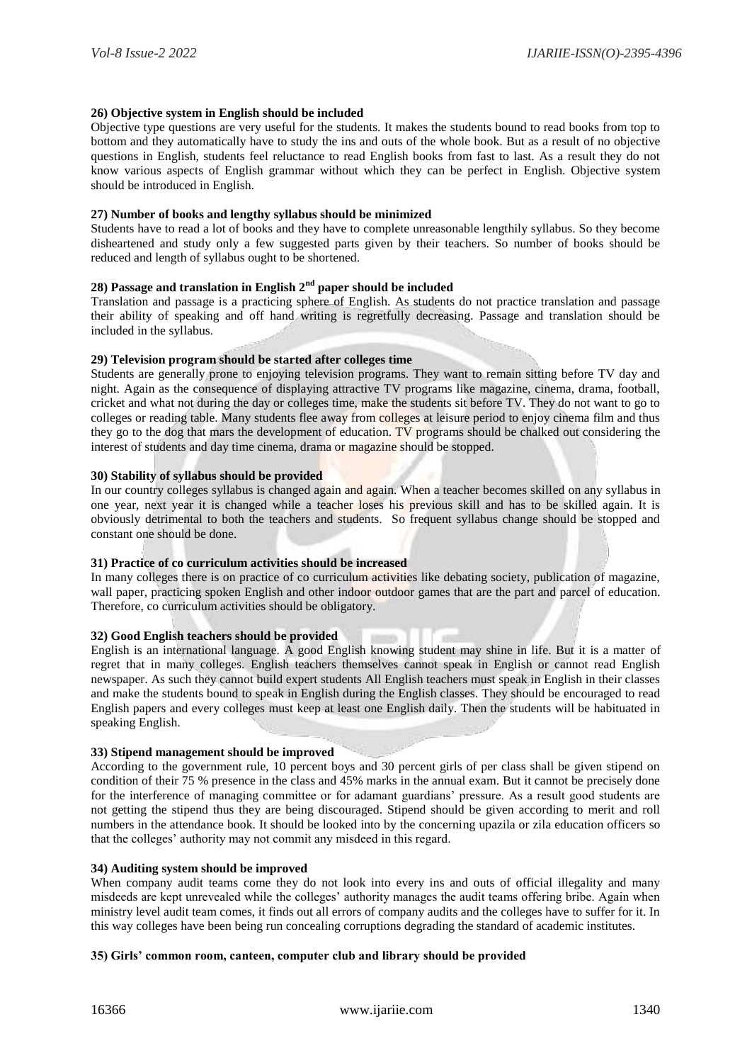**26) Objective system in English should be included**

Objective type questions are very useful for the students. It makes the students bound to read books from top to bottom and they automatically have to study the ins and outs of the whole book. But as a result of no objective questions in English, students feel reluctance to read English books from fast to last. As a result they do not know various aspects of English grammar without which they can be perfect in English. Objective system should be introduced in English.

**27) Number of books and lengthy syllabus should be minimized**

Students have to read a lot of books and they have to complete unreasonable lengthily syllabus. So they become disheartened and study only a few suggested parts given by their teachers. So number of books should be reduced and length of syllabus ought to be shortened.

**28) Passage and translation in English 2nd paper should be included**

Translation and passage is a practicing sphere of English. As students do not practice translation and passage their ability of speaking and off hand writing is regretfully decreasing. Passage and translation should be included in the syllabus.

**29) Television program should be started after colleges time**

Students are generally prone to enjoying television programs. They want to remain sitting before TV day and night. Again as the consequence of displaying attractive TV programs like magazine, cinema, drama, football, cricket and what not during the day or colleges time, make the students sit before TV. They do not want to go to colleges or reading table. Many students flee away from colleges at leisure period to enjoy cinema film and thus they go to the dog that mars the development of education. TV programs should be chalked out considering the interest of students and day time cinema, drama or magazine should be stopped.

**30) Stability of syllabus should be provided**

In our country colleges syllabus is changed again and again. When a teacher becomes skilled on any syllabus in one year, next year it is changed while a teacher loses his previous skill and has to be skilled again. It is obviously detrimental to both the teachers and students. So frequent syllabus change should be stopped and constant one should be done.

**31) Practice of co curriculum activities should be increased**

In many colleges there is on practice of co curriculum activities like debating society, publication of magazine, wall paper, practicing spoken English and other indoor outdoor games that are the part and parcel of education. Therefore, co curriculum activities should be obligatory.

**32) Good English teachers should be provided**

English is an international language. A good English knowing student may shine in life. But it is a matter of regret that in many colleges. English teachers themselves cannot speak in English or cannot read English newspaper. As such they cannot build expert students All English teachers must speak in English in their classes and make the students bound to speak in English during the English classes. They should be encouraged to read English papers and every colleges must keep at least one English daily. Then the students will be habituated in speaking English.

**33) Stipend management should be improved**

According to the government rule, 10 percent boys and 30 percent girls of per class shall be given stipend on condition of their 75 % presence in the class and 45% marks in the annual exam. But it cannot be precisely done for the interference of managing committee or for adamant guardians' pressure. As a result good students are not getting the stipend thus they are being discouraged. Stipend should be given according to merit and roll numbers in the attendance book. It should be looked into by the concerning upazila or zila education officers so that the colleges' authority may not commit any misdeed in this regard.

**34) Auditing system should be improved**

When company audit teams come they do not look into every ins and outs of official illegality and many misdeeds are kept unrevealed while the colleges' authority manages the audit teams offering bribe. Again when ministry level audit team comes, it finds out all errors of company audits and the colleges have to suffer for it. In this way colleges have been being run concealing corruptions degrading the standard of academic institutes.

**35) Girls' common room, canteen, computer club and library should be provided**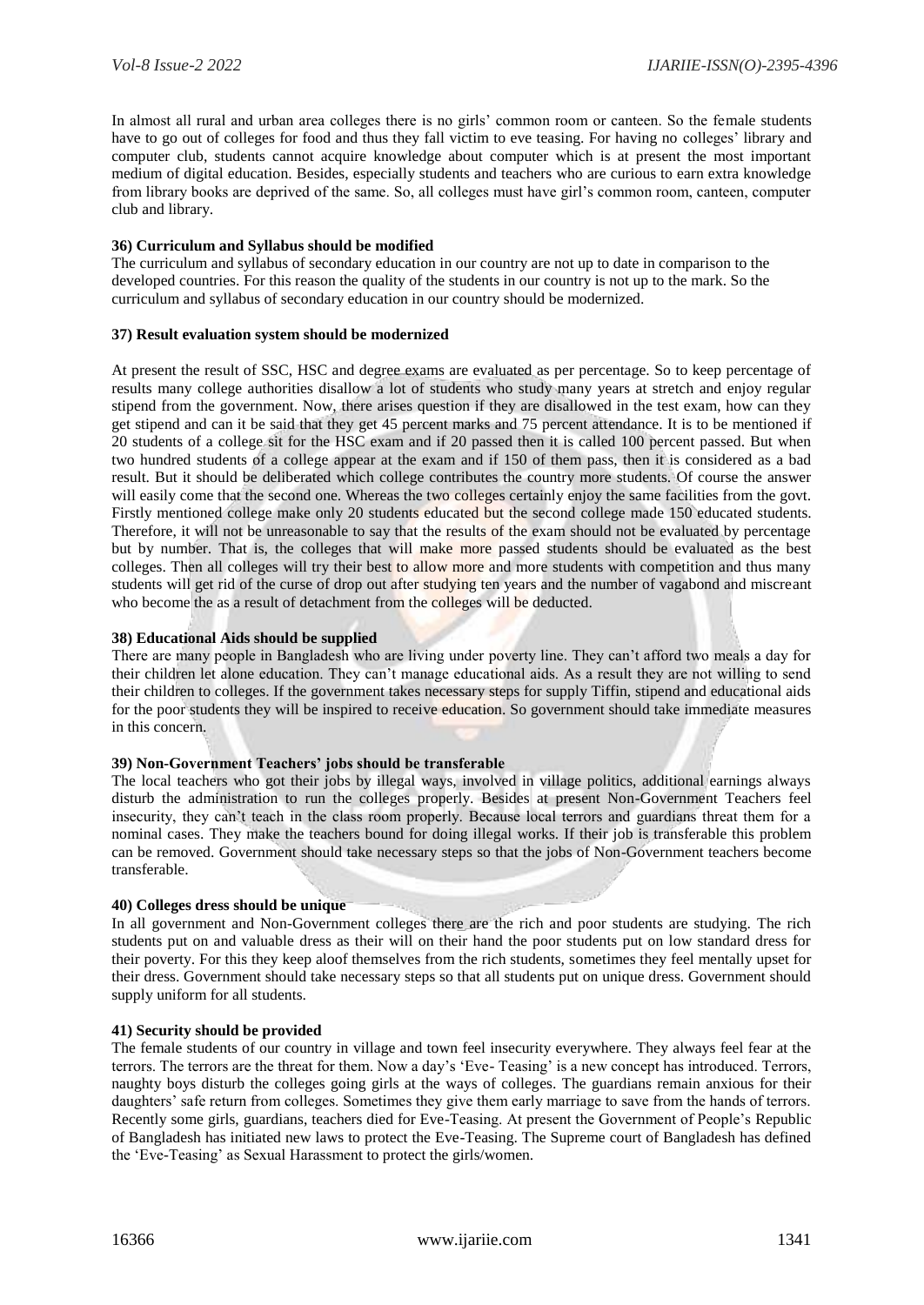In almost all rural and urban area colleges there is no girls' common room or canteen. So the female students have to go out of colleges for food and thus they fall victim to eve teasing. For having no colleges' library and computer club, students cannot acquire knowledge about computer which is at present the most important medium of digital education. Besides, especially students and teachers who are curious to earn extra knowledge from library books are deprived of the same. So, all colleges must have girl's common room, canteen, computer club and library.

**36) Curriculum and Syllabus should be modified**

The curriculum and syllabus of secondary education in our country are not up to date in comparison to the developed countries. For this reason the quality of the students in our country is not up to the mark. So the curriculum and syllabus of secondary education in our country should be modernized.

**37) Result evaluation system should be modernized**

At present the result of SSC, HSC and degree exams are evaluated as per percentage. So to keep percentage of results many college authorities disallow a lot of students who study many years at stretch and enjoy regular stipend from the government. Now, there arises question if they are disallowed in the test exam, how can they get stipend and can it be said that they get 45 percent marks and 75 percent attendance. It is to be mentioned if 20 students of a college sit for the HSC exam and if 20 passed then it is called 100 percent passed. But when two hundred students of a college appear at the exam and if 150 of them pass, then it is considered as a bad result. But it should be deliberated which college contributes the country more students. Of course the answer will easily come that the second one. Whereas the two colleges certainly enjoy the same facilities from the govt. Firstly mentioned college make only 20 students educated but the second college made 150 educated students. Therefore, it will not be unreasonable to say that the results of the exam should not be evaluated by percentage but by number. That is, the colleges that will make more passed students should be evaluated as the best colleges. Then all colleges will try their best to allow more and more students with competition and thus many students will get rid of the curse of drop out after studying ten years and the number of vagabond and miscreant who become the as a result of detachment from the colleges will be deducted.

**38) Educational Aids should be supplied**

There are many people in Bangladesh who are living under poverty line. They can't afford two meals a day for their children let alone education. They can't manage educational aids. As a result they are not willing to send their children to colleges. If the government takes necessary steps for supply Tiffin, stipend and educational aids for the poor students they will be inspired to receive education. So government should take immediate measures in this concern.

**39) Non-Government Teachers' jobs should be transferable**

The local teachers who got their jobs by illegal ways, involved in village politics, additional earnings always disturb the administration to run the colleges properly. Besides at present Non-Government Teachers feel insecurity, they can't teach in the class room properly. Because local terrors and guardians threat them for a nominal cases. They make the teachers bound for doing illegal works. If their job is transferable this problem can be removed. Government should take necessary steps so that the jobs of Non-Government teachers become transferable.

**40) Colleges dress should be unique**

In all government and Non-Government colleges there are the rich and poor students are studying. The rich students put on and valuable dress as their will on their hand the poor students put on low standard dress for their poverty. For this they keep aloof themselves from the rich students, sometimes they feel mentally upset for their dress. Government should take necessary steps so that all students put on unique dress. Government should supply uniform for all students.

**41) Security should be provided**

The female students of our country in village and town feel insecurity everywhere. They always feel fear at the terrors. The terrors are the threat for them. Now a day's 'Eve- Teasing' is a new concept has introduced. Terrors, naughty boys disturb the colleges going girls at the ways of colleges. The guardians remain anxious for their daughters' safe return from colleges. Sometimes they give them early marriage to save from the hands of terrors. Recently some girls, guardians, teachers died for Eve-Teasing. At present the Government of People's Republic of Bangladesh has initiated new laws to protect the Eve-Teasing. The Supreme court of Bangladesh has defined the 'Eve-Teasing' as Sexual Harassment to protect the girls/women.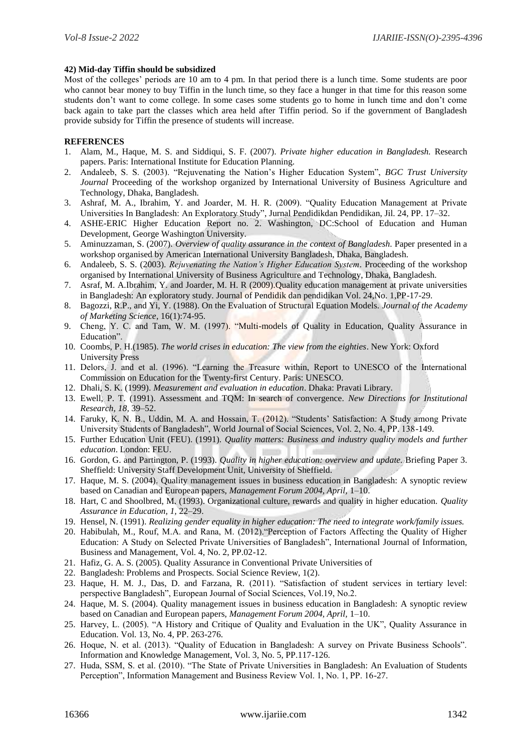**42) Mid-day Tiffin should be subsidized**

Most of the colleges' periods are 10 am to 4 pm. In that period there is a lunch time. Some students are poor who cannot bear money to buy Tiffin in the lunch time, so they face a hunger in that time for this reason some students don't want to come college. In some cases some students go to home in lunch time and don't come back again to take part the classes which area held after Tiffin period. So if the government of Bangladesh provide subsidy for Tiffin the presence of students will increase.

**REFERENCES**

1. Alam, M., Haque, M. S. and Siddiqui, S. F. (2007). *Private higher education in Bangladesh.* Research papers. Paris: International Institute for Education Planning.
2. Andaleeb, S. S. (2003). "Rejuvenating the Nation's Higher Education System", *BGC Trust University Journal* Proceeding of the workshop organized by International University of Business Agriculture and Technology, Dhaka, Bangladesh.
3. Ashraf, M. A., Ibrahim, Y. and Joarder, M. H. R. (2009). "Quality Education Management at Private Universities In Bangladesh: An Exploratory Study", Jurnal Pendidikdan Pendidikan, Jil. 24, PP. 17–32.
4. ASHE-ERIC Higher Education Report no. 2. Washington, DC:School of Education and Human Development, George Washington University.
5. Aminuzzaman, S. (2007). *Overview of quality assurance in the context of Bangladesh.* Paper presented in a workshop organised by American International University Bangladesh, Dhaka, Bangladesh.
6. Andaleeb, S. S. (2003). *Rejuvenating the Nation's Higher Education System*. Proceeding of the workshop organised by International University of Business Agriculture and Technology, Dhaka, Bangladesh.
7. Asraf, M. A.Ibrahim, Y. and Joarder, M. H. R (2009).Quality education management at private universities in Bangladesh: An exploratory study. Journal of Pendidik dan pendidikan Vol. 24,No. 1,PP-17-29.
8. Bagozzi, R.P., and Yi, Y. (1988). On the Evaluation of Structural Equation Models. *Journal of the Academy of Marketing Science*, 16(1):74-95.
9. Cheng, Y. C. and Tam, W. M. (1997). "Multi-models of Quality in Education, Quality Assurance in Education".
10. Coombs, P. H.(1985). *The world crises in education: The view from the eighties*. New York: Oxford University Press
11. Delors, J. and et al. (1996). "Learning the Treasure within, Report to UNESCO of the International Commission on Education for the Twenty-first Century. Paris: UNESCO.
12. Dhali, S. K. (1999). *Measurement and evaluation in education*. Dhaka: Pravati Library.
13. Ewell, P. T. (1991). Assessment and TQM: In search of convergence. *New Directions for Institutional Research, 18,* 39–52.
14. Faruky, K. N. B., Uddin, M. A. and Hossain, T. (2012). "Students' Satisfaction: A Study among Private University Students of Bangladesh", World Journal of Social Sciences, Vol. 2, No. 4, PP. 138-149.
15. Further Education Unit (FEU). (1991). *Quality matters: Business and industry quality models and further education*. London: FEU.
16. Gordon, G. and Partington, P. (1993). *Quality in higher education: overview and update.* Briefing Paper 3. Sheffield: University Staff Development Unit, University of Sheffield.
17. Haque, M. S. (2004). Quality management issues in business education in Bangladesh: A synoptic review based on Canadian and European papers, *Management Forum 2004, April,* 1–10.
18. Hart, C and Shoolbred, M. (1993). Organizational culture, rewards and quality in higher education. *Quality Assurance in Education, 1,* 22–29.
19. Hensel, N. (1991). *Realizing gender equality in higher education: The need to integrate work/family issues.*
20. Habibulah, M., Rouf, M.A. and Rana, M. (2012)."Perception of Factors Affecting the Quality of Higher Education: A Study on Selected Private Universities of Bangladesh", International Journal of Information, Business and Management, Vol. 4, No. 2, PP.02-12.
21. Hafiz, G. A. S. (2005). Quality Assurance in Conventional Private Universities of
22. Bangladesh: Problems and Prospects. Social Science Review, 1(2).
23. Haque, H. M. J., Das, D. and Farzana, R. (2011). "Satisfaction of student services in tertiary level: perspective Bangladesh", European Journal of Social Sciences, Vol.19, No.2.
24. Haque, M. S. (2004). Quality management issues in business education in Bangladesh: A synoptic review based on Canadian and European papers, *Management Forum 2004, April,* 1–10.
25. Harvey, L. (2005). "A History and Critique of Quality and Evaluation in the UK", Quality Assurance in Education. Vol. 13, No. 4, PP. 263-276.
26. Hoque, N. et al. (2013). "Quality of Education in Bangladesh: A survey on Private Business Schools". Information and Knowledge Management, Vol. 3, No. 5, PP.117-126.
27. Huda, SSM, S. et al. (2010). "The State of Private Universities in Bangladesh: An Evaluation of Students Perception", Information Management and Business Review Vol. 1, No. 1, PP. 16-27.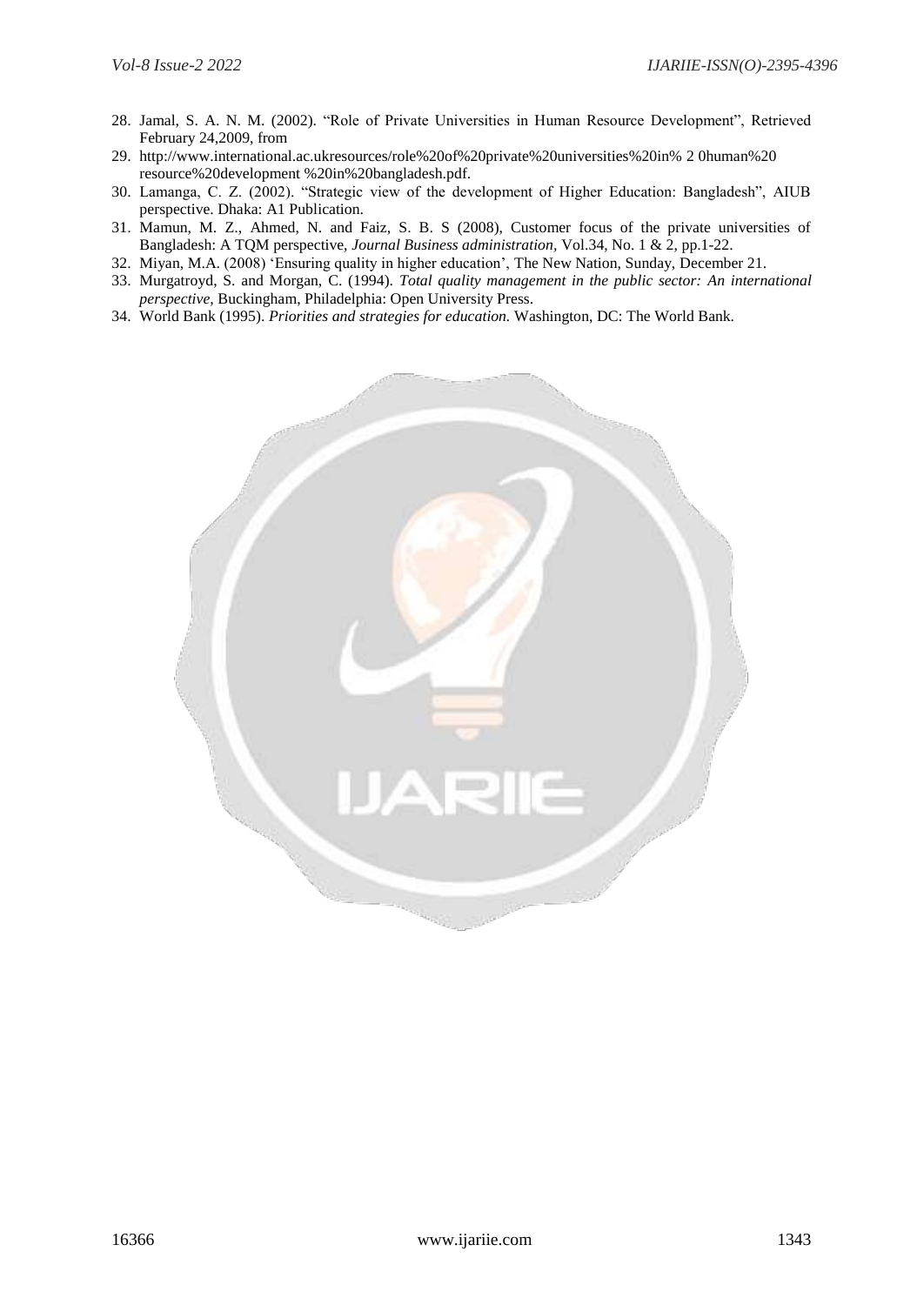28. Jamal, S. A. N. M. (2002). "Role of Private Universities in Human Resource Development", Retrieved February 24,2009, from
29. http://www.international.ac.ukresources/role%20of%20private%20universities%20in% 2 0human%20 resource%20development %20in%20bangladesh.pdf.
30. Lamanga, C. Z. (2002). "Strategic view of the development of Higher Education: Bangladesh", AIUB perspective. Dhaka: A1 Publication.
31. Mamun, M. Z., Ahmed, N. and Faiz, S. B. S (2008), Customer focus of the private universities of Bangladesh: A TQM perspective, *Journal Business administration,* Vol.34, No. 1 & 2, pp.1-22.
32. Miyan, M.A. (2008) 'Ensuring quality in higher education', The New Nation, Sunday, December 21.
33. Murgatroyd, S. and Morgan, C. (1994). *Total quality management in the public sector: An international perspective,* Buckingham, Philadelphia: Open University Press.
34. World Bank (1995). *Priorities and strategies for education.* Washington, DC: The World Bank.